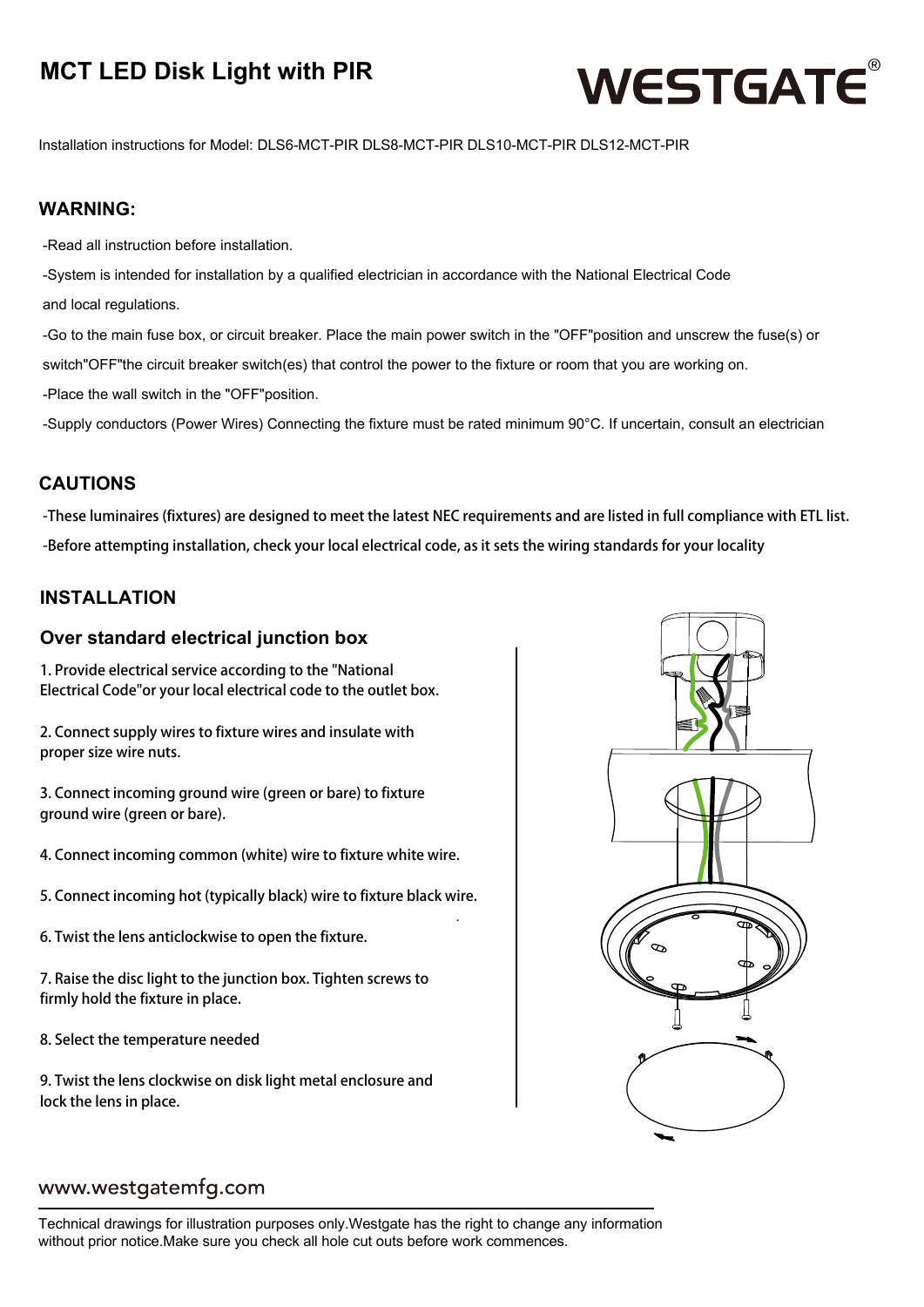# MCT LED Disk Light with PIR

WESTGATE®

Installation instructions for Model: DLS6-MCT-PIR DLS8-MCT-PIR DLS10-MCT-PIR DLS12-MCT-PIR

## WARNING:

-Read all instruction before installation.

-System is intended for installation by a qualified electrician in accordance with the National Electrical Code and local regulations.

-Go to the main fuse box, or circuit breaker. Place the main power switch in the "OFF"position and unscrew the fuse(s) or switch"OFF"the circuit breaker switch(es) that control the power to the fixture or room that you are working on.

-Place the wall switch in the "OFF"position.

-Supply conductors (Power Wires) Connecting the fixture must be rated minimum 90°C. If uncertain, consult an electrician

## CAUTIONS

-These luminaires (fixtures) are designed to meet the latest NEC requirements and are listed in full compliance with ETL list.

-Before attempting installation, check your local electrical code, as it sets the wiring standards for your locality

## INSTALLATION

### Over standard electrical junction box

1. Provide electrical service according to the "National Electrical Code"or your local electrical code to the outlet box.

2. Connect supply wires to fixture wires and insulate with proper size wire nuts.

3. Connect incoming ground wire (green or bare) to fixture ground wire (green or bare).

4. Connect incoming common (white) wire to fixture white wire.

5. Connect incoming hot (typically black) wire to fixture black wire.

6. Twist the lens anticlockwise to open the fixture.

7. Raise the disc light to the junction box. Tighten screws to firmly hold the fixture in place.

8. Select the temperature needed

9. Twist the lens clockwise on disk light metal enclosure and lock the lens in place.

www.westgatemfg.com

Technical drawings for illustration purposes only.Westgate has the right to change any information without prior notice.Make sure you check all hole cut outs before work commences.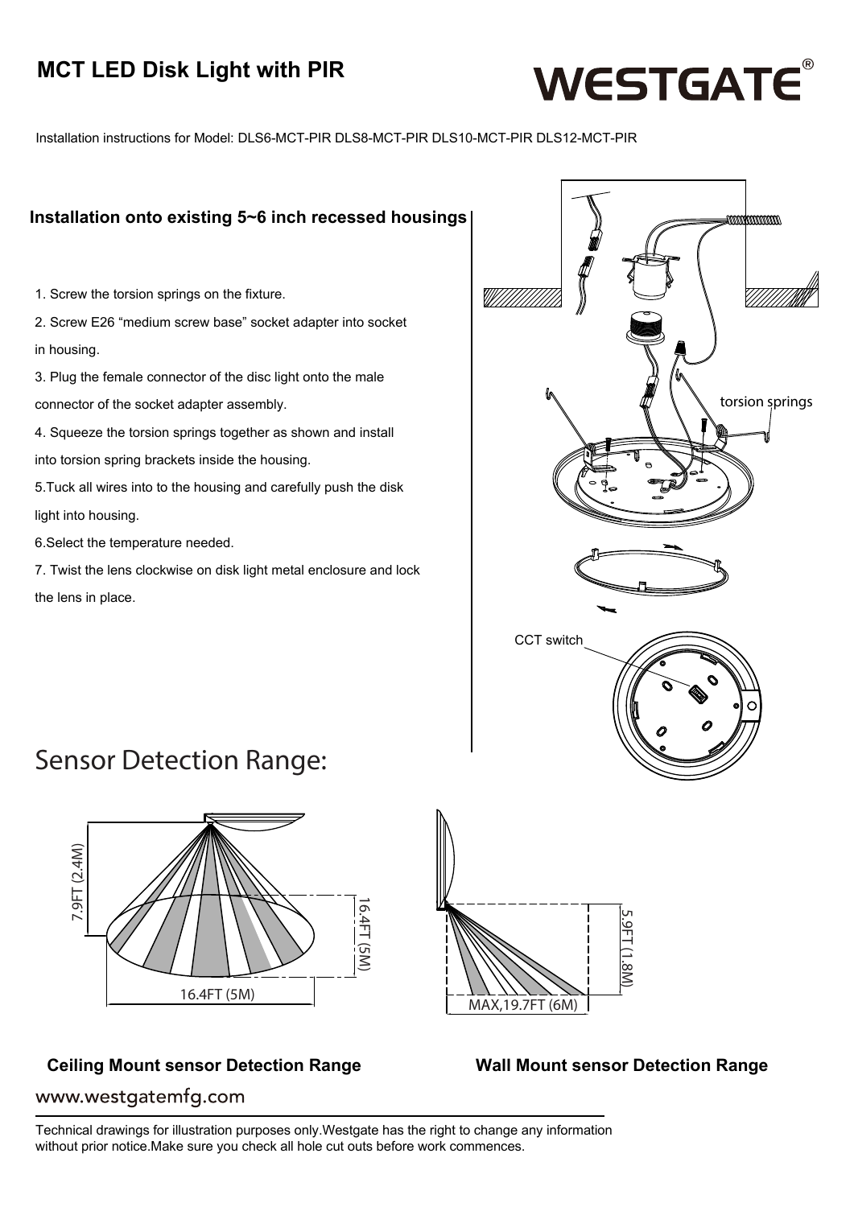# MCT LED Disk Light with PIR

WESTGATE®

Installation instructions for Model: DLS6-MCT-PIR DLS8-MCT-PIR DLS10-MCT-PIR DLS12-MCT-PIR

## Installation onto existing 5~6 inch recessed housings

1. Screw the torsion springs on the fixture.
2. Screw E26 "medium screw base" socket adapter into socket in housing.
3. Plug the female connector of the disc light onto the male connector of the socket adapter assembly.
4. Squeeze the torsion springs together as shown and install into torsion spring brackets inside the housing.
5. Tuck all wires into to the housing and carefully push the disk light into housing.
6. Select the temperature needed.
7. Twist the lens clockwise on disk light metal enclosure and lock the lens in place.

torsion springs

CCT switch

## Sensor Detection Range:

7.9FT (2.4M)

16.4FT (5M)

16.4FT (5M)

5.9FT (1.8M)

MAX,19.7FT (6M)

**Ceiling Mount sensor Detection Range**

**Wall Mount sensor Detection Range**

www.westgatemfg.com

Technical drawings for illustration purposes only.Westgate has the right to change any information without prior notice.Make sure you check all hole cut outs before work commences.